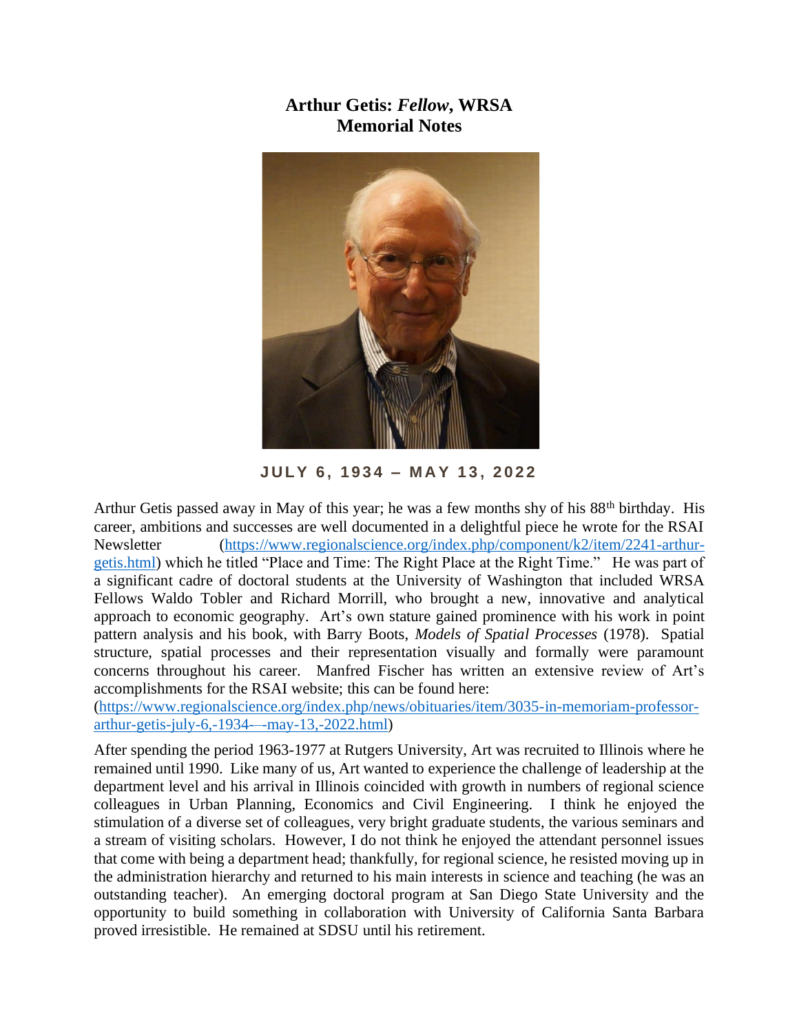# Arthur Getis: *Fellow*, WRSA
# Memorial Notes

**JULY 6, 1934 – MAY 13, 2022**

Arthur Getis passed away in May of this year; he was a few months shy of his 88th birthday. His career, ambitions and successes are well documented in a delightful piece he wrote for the RSAI Newsletter (https://www.regionalscience.org/index.php/component/k2/item/2241-arthur-getis.html) which he titled "Place and Time: The Right Place at the Right Time." He was part of a significant cadre of doctoral students at the University of Washington that included WRSA Fellows Waldo Tobler and Richard Morrill, who brought a new, innovative and analytical approach to economic geography. Art's own stature gained prominence with his work in point pattern analysis and his book, with Barry Boots, *Models of Spatial Processes* (1978). Spatial structure, spatial processes and their representation visually and formally were paramount concerns throughout his career. Manfred Fischer has written an extensive review of Art's accomplishments for the RSAI website; this can be found here: (https://www.regionalscience.org/index.php/news/obituaries/item/3035-in-memoriam-professor-arthur-getis-july-6,-1934-–-may-13,-2022.html)

After spending the period 1963-1977 at Rutgers University, Art was recruited to Illinois where he remained until 1990. Like many of us, Art wanted to experience the challenge of leadership at the department level and his arrival in Illinois coincided with growth in numbers of regional science colleagues in Urban Planning, Economics and Civil Engineering. I think he enjoyed the stimulation of a diverse set of colleagues, very bright graduate students, the various seminars and a stream of visiting scholars. However, I do not think he enjoyed the attendant personnel issues that come with being a department head; thankfully, for regional science, he resisted moving up in the administration hierarchy and returned to his main interests in science and teaching (he was an outstanding teacher). An emerging doctoral program at San Diego State University and the opportunity to build something in collaboration with University of California Santa Barbara proved irresistible. He remained at SDSU until his retirement.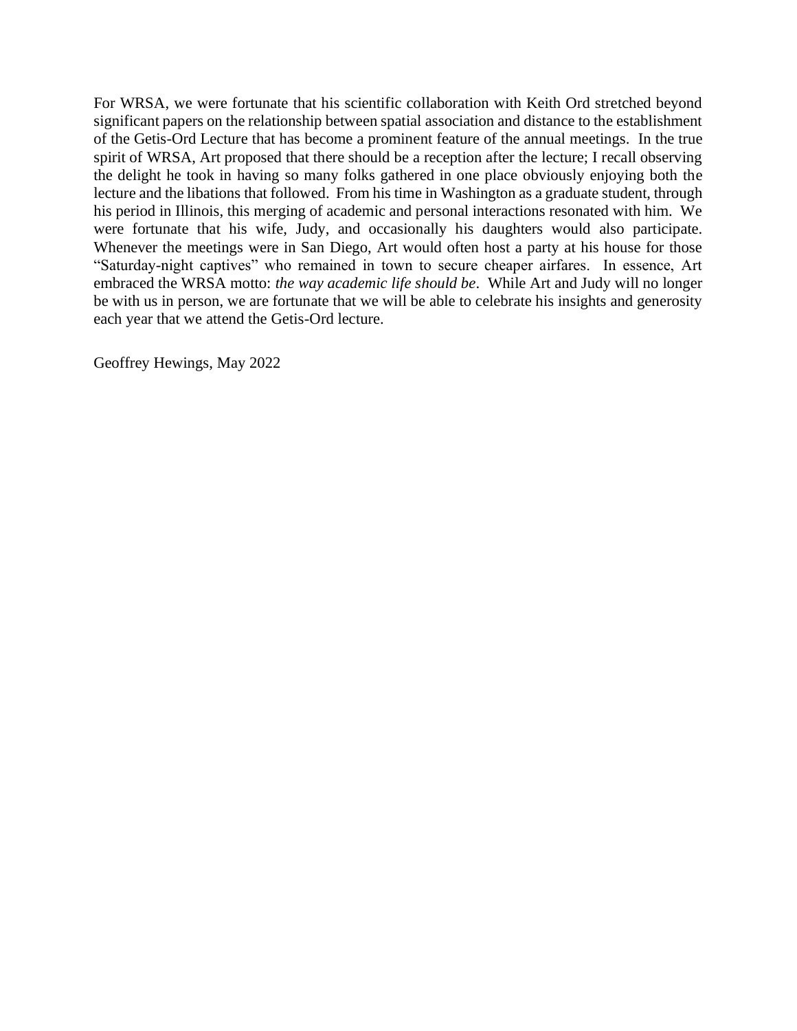For WRSA, we were fortunate that his scientific collaboration with Keith Ord stretched beyond significant papers on the relationship between spatial association and distance to the establishment of the Getis-Ord Lecture that has become a prominent feature of the annual meetings. In the true spirit of WRSA, Art proposed that there should be a reception after the lecture; I recall observing the delight he took in having so many folks gathered in one place obviously enjoying both the lecture and the libations that followed. From his time in Washington as a graduate student, through his period in Illinois, this merging of academic and personal interactions resonated with him. We were fortunate that his wife, Judy, and occasionally his daughters would also participate. Whenever the meetings were in San Diego, Art would often host a party at his house for those "Saturday-night captives" who remained in town to secure cheaper airfares. In essence, Art embraced the WRSA motto: *the way academic life should be*. While Art and Judy will no longer be with us in person, we are fortunate that we will be able to celebrate his insights and generosity each year that we attend the Getis-Ord lecture.

Geoffrey Hewings, May 2022